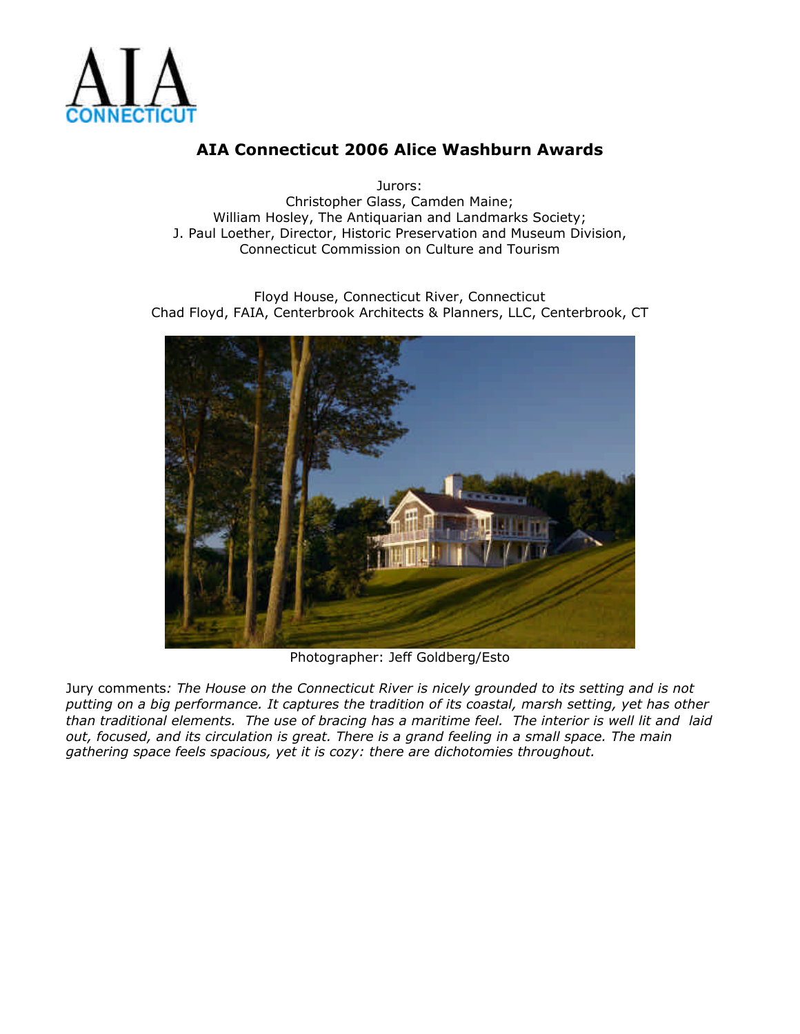# AIA Connecticut 2006 Alice Washburn Awards

Jurors:
Christopher Glass, Camden Maine;
William Hosley, The Antiquarian and Landmarks Society;
J. Paul Loether, Director, Historic Preservation and Museum Division,
Connecticut Commission on Culture and Tourism

Floyd House, Connecticut River, Connecticut
Chad Floyd, FAIA, Centerbrook Architects & Planners, LLC, Centerbrook, CT

Photographer: Jeff Goldberg/Esto

Jury comments*: The House on the Connecticut River is nicely grounded to its setting and is not putting on a big performance. It captures the tradition of its coastal, marsh setting, yet has other than traditional elements. The use of bracing has a maritime feel. The interior is well lit and laid out, focused, and its circulation is great. There is a grand feeling in a small space. The main gathering space feels spacious, yet it is cozy: there are dichotomies throughout.*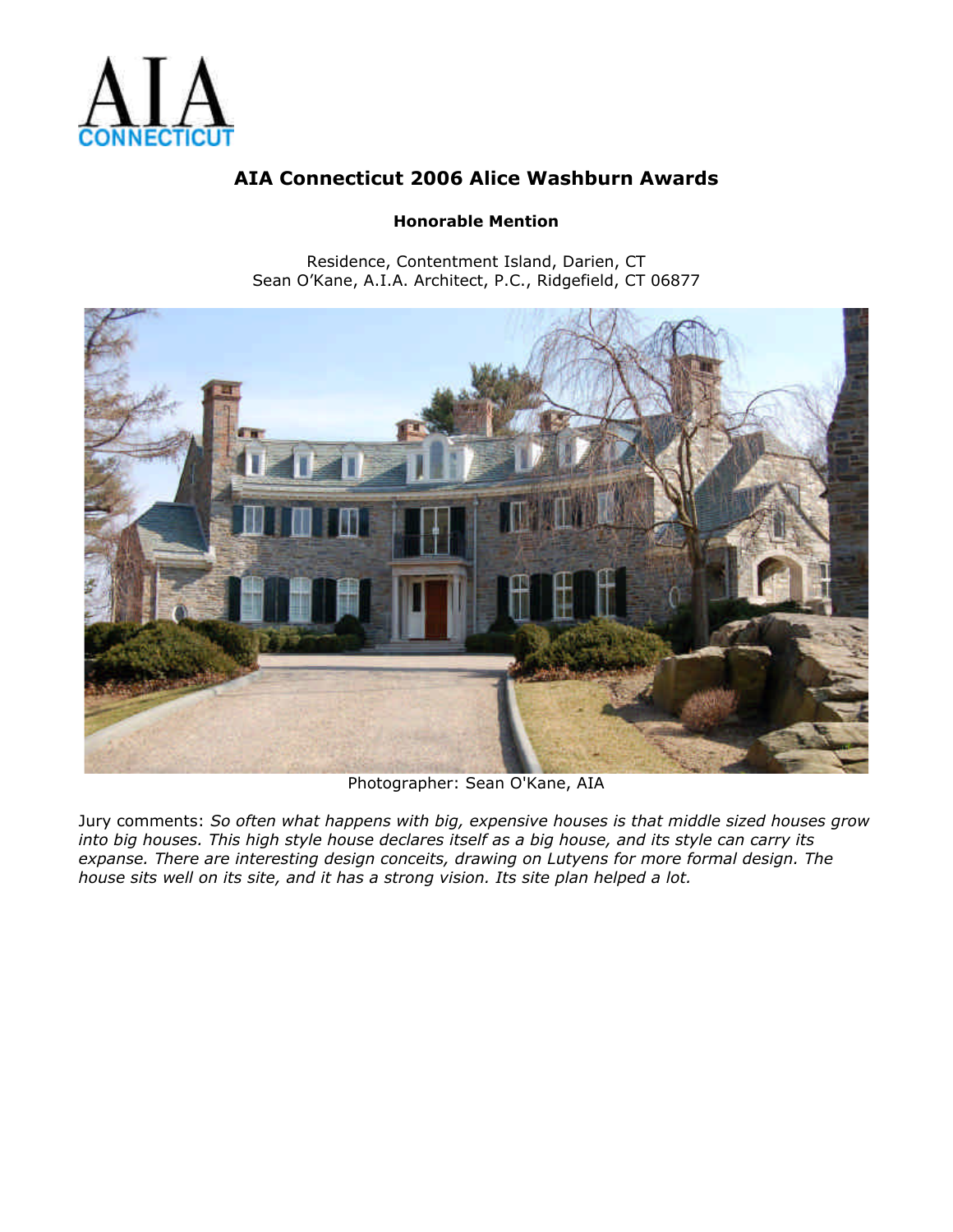AIA CONNECTICUT

# AIA Connecticut 2006 Alice Washburn Awards

**Honorable Mention**

Residence, Contentment Island, Darien, CT
Sean O'Kane, A.I.A. Architect, P.C., Ridgefield, CT 06877

Photographer: Sean O'Kane, AIA

Jury comments: *So often what happens with big, expensive houses is that middle sized houses grow into big houses. This high style house declares itself as a big house, and its style can carry its expanse. There are interesting design conceits, drawing on Lutyens for more formal design. The house sits well on its site, and it has a strong vision. Its site plan helped a lot.*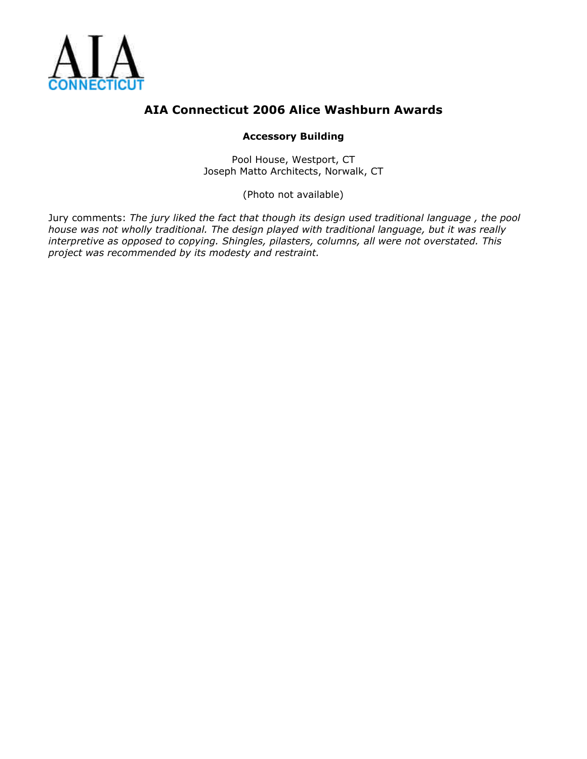AIA CONNECTICUT

# AIA Connecticut 2006 Alice Washburn Awards

**Accessory Building**

Pool House, Westport, CT
Joseph Matto Architects, Norwalk, CT

(Photo not available)

Jury comments: *The jury liked the fact that though its design used traditional language , the pool house was not wholly traditional. The design played with traditional language, but it was really interpretive as opposed to copying. Shingles, pilasters, columns, all were not overstated. This project was recommended by its modesty and restraint.*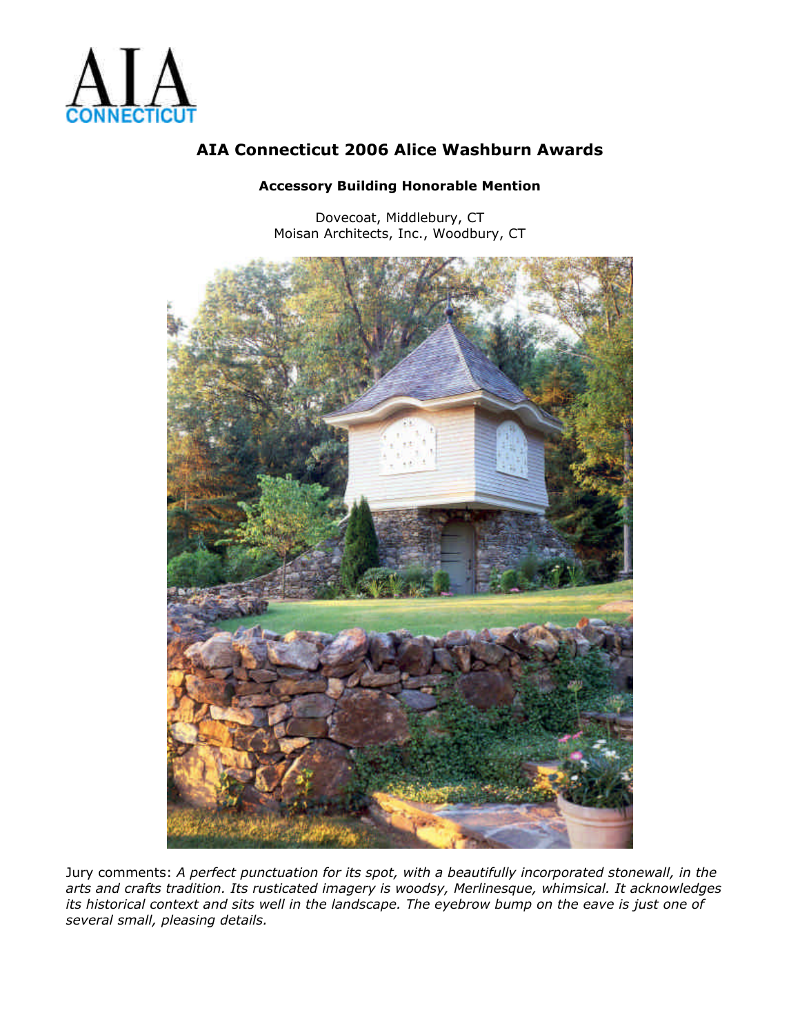AIA CONNECTICUT

# AIA Connecticut 2006 Alice Washburn Awards

### Accessory Building Honorable Mention

Dovecoat, Middlebury, CT
Moisan Architects, Inc., Woodbury, CT

Jury comments: *A perfect punctuation for its spot, with a beautifully incorporated stonewall, in the arts and crafts tradition. Its rusticated imagery is woodsy, Merlinesque, whimsical. It acknowledges its historical context and sits well in the landscape. The eyebrow bump on the eave is just one of several small, pleasing details.*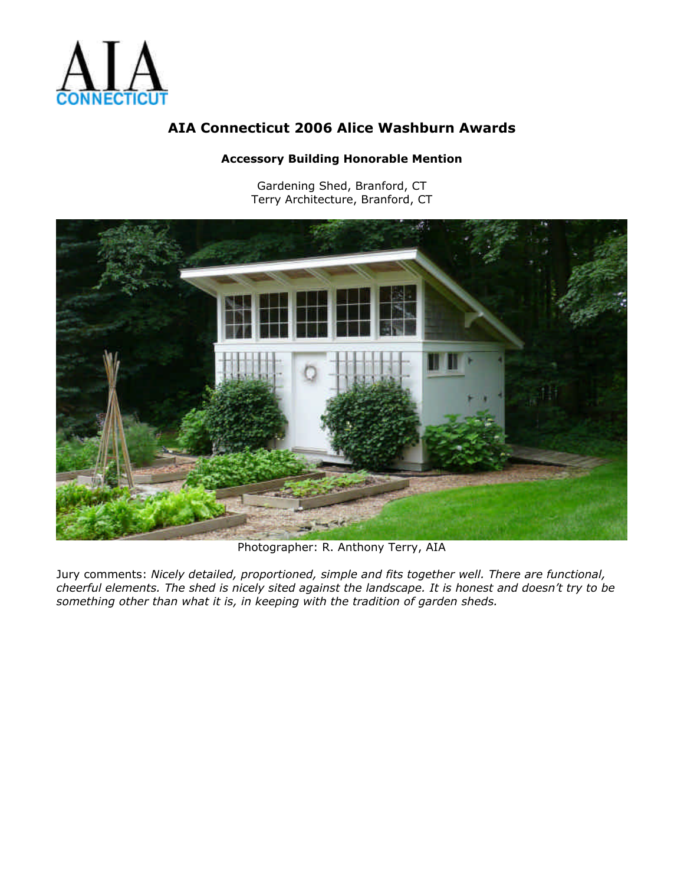# AIA Connecticut 2006 Alice Washburn Awards

**Accessory Building Honorable Mention**

Gardening Shed, Branford, CT
Terry Architecture, Branford, CT

Photographer: R. Anthony Terry, AIA

Jury comments: *Nicely detailed, proportioned, simple and fits together well. There are functional, cheerful elements. The shed is nicely sited against the landscape. It is honest and doesn't try to be something other than what it is, in keeping with the tradition of garden sheds.*